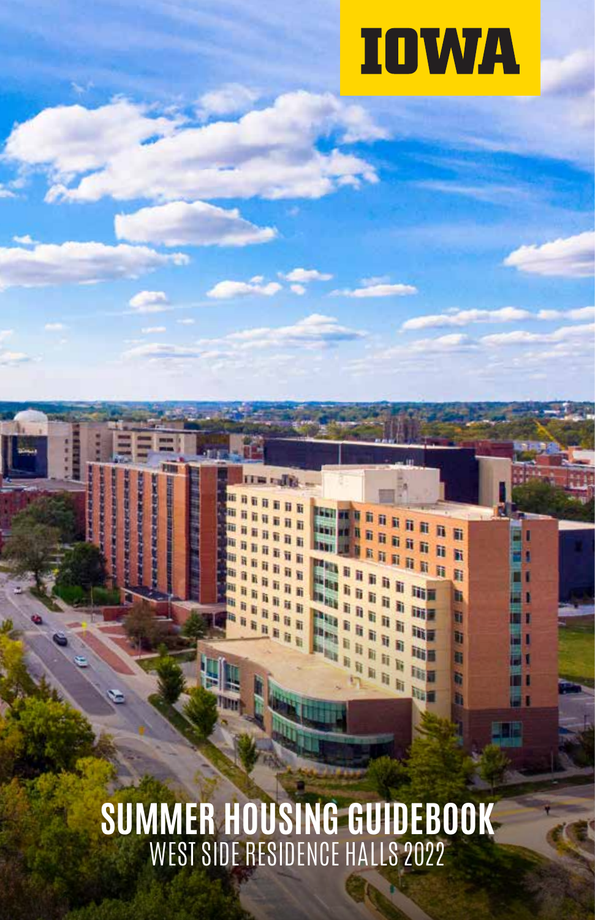IOWA

# SUMMER HOUSING GUIDEBOOK

WEST SIDE RESIDENCE HALLS 2022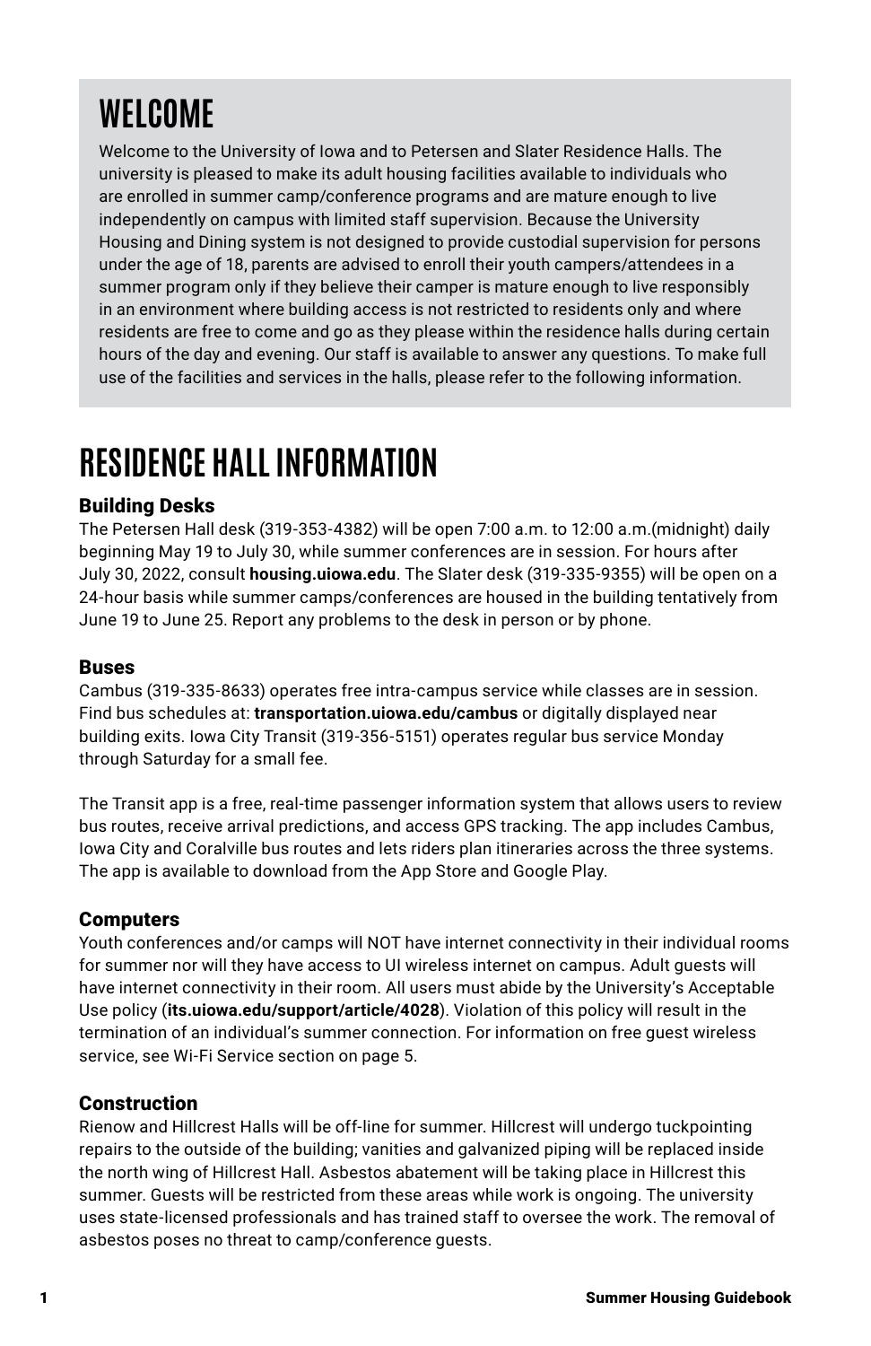# WELCOME

Welcome to the University of Iowa and to Petersen and Slater Residence Halls. The university is pleased to make its adult housing facilities available to individuals who are enrolled in summer camp/conference programs and are mature enough to live independently on campus with limited staff supervision. Because the University Housing and Dining system is not designed to provide custodial supervision for persons under the age of 18, parents are advised to enroll their youth campers/attendees in a summer program only if they believe their camper is mature enough to live responsibly in an environment where building access is not restricted to residents only and where residents are free to come and go as they please within the residence halls during certain hours of the day and evening. Our staff is available to answer any questions. To make full use of the facilities and services in the halls, please refer to the following information.

# RESIDENCE HALL INFORMATION

### Building Desks

The Petersen Hall desk (319-353-4382) will be open 7:00 a.m. to 12:00 a.m.(midnight) daily beginning May 19 to July 30, while summer conferences are in session. For hours after July 30, 2022, consult **housing.uiowa.edu**. The Slater desk (319-335-9355) will be open on a 24-hour basis while summer camps/conferences are housed in the building tentatively from June 19 to June 25. Report any problems to the desk in person or by phone.

### Buses

Cambus (319-335-8633) operates free intra-campus service while classes are in session. Find bus schedules at: **transportation.uiowa.edu/cambus** or digitally displayed near building exits. Iowa City Transit (319-356-5151) operates regular bus service Monday through Saturday for a small fee.

The Transit app is a free, real-time passenger information system that allows users to review bus routes, receive arrival predictions, and access GPS tracking. The app includes Cambus, Iowa City and Coralville bus routes and lets riders plan itineraries across the three systems. The app is available to download from the App Store and Google Play.

### Computers

Youth conferences and/or camps will NOT have internet connectivity in their individual rooms for summer nor will they have access to UI wireless internet on campus. Adult guests will have internet connectivity in their room. All users must abide by the University's Acceptable Use policy (**its.uiowa.edu/support/article/4028**). Violation of this policy will result in the termination of an individual's summer connection. For information on free guest wireless service, see Wi-Fi Service section on page 5.

### Construction

Rienow and Hillcrest Halls will be off-line for summer. Hillcrest will undergo tuckpointing repairs to the outside of the building; vanities and galvanized piping will be replaced inside the north wing of Hillcrest Hall. Asbestos abatement will be taking place in Hillcrest this summer. Guests will be restricted from these areas while work is ongoing. The university uses state-licensed professionals and has trained staff to oversee the work. The removal of asbestos poses no threat to camp/conference guests.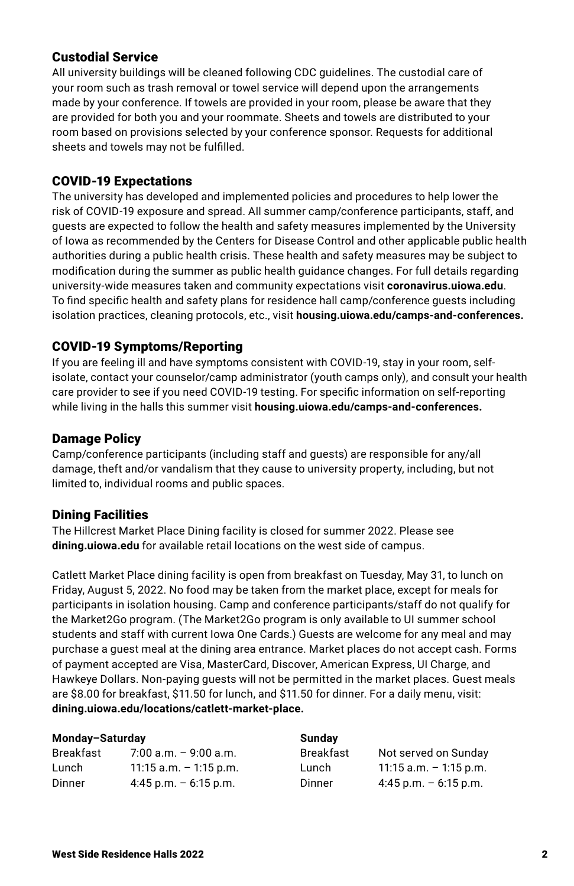## Custodial Service

All university buildings will be cleaned following CDC guidelines. The custodial care of your room such as trash removal or towel service will depend upon the arrangements made by your conference. If towels are provided in your room, please be aware that they are provided for both you and your roommate. Sheets and towels are distributed to your room based on provisions selected by your conference sponsor. Requests for additional sheets and towels may not be fulfilled.

## COVID-19 Expectations

The university has developed and implemented policies and procedures to help lower the risk of COVID-19 exposure and spread. All summer camp/conference participants, staff, and guests are expected to follow the health and safety measures implemented by the University of Iowa as recommended by the Centers for Disease Control and other applicable public health authorities during a public health crisis. These health and safety measures may be subject to modification during the summer as public health guidance changes. For full details regarding university-wide measures taken and community expectations visit **coronavirus.uiowa.edu**. To find specific health and safety plans for residence hall camp/conference guests including isolation practices, cleaning protocols, etc., visit **housing.uiowa.edu/camps-and-conferences.**

## COVID-19 Symptoms/Reporting

If you are feeling ill and have symptoms consistent with COVID-19, stay in your room, self-isolate, contact your counselor/camp administrator (youth camps only), and consult your health care provider to see if you need COVID-19 testing. For specific information on self-reporting while living in the halls this summer visit **housing.uiowa.edu/camps-and-conferences.**

## Damage Policy

Camp/conference participants (including staff and guests) are responsible for any/all damage, theft and/or vandalism that they cause to university property, including, but not limited to, individual rooms and public spaces.

## Dining Facilities

The Hillcrest Market Place Dining facility is closed for summer 2022. Please see **dining.uiowa.edu** for available retail locations on the west side of campus.

Catlett Market Place dining facility is open from breakfast on Tuesday, May 31, to lunch on Friday, August 5, 2022. No food may be taken from the market place, except for meals for participants in isolation housing. Camp and conference participants/staff do not qualify for the Market2Go program. (The Market2Go program is only available to UI summer school students and staff with current Iowa One Cards.) Guests are welcome for any meal and may purchase a guest meal at the dining area entrance. Market places do not accept cash. Forms of payment accepted are Visa, MasterCard, Discover, American Express, UI Charge, and Hawkeye Dollars. Non-paying guests will not be permitted in the market places. Guest meals are $8.00 for breakfast, $11.50 for lunch, and $11.50 for dinner. For a daily menu, visit: **dining.uiowa.edu/locations/catlett-market-place.**

| **Monday–Saturday** | | **Sunday** | |
|---|---|---|---|
| Breakfast | 7:00 a.m. – 9:00 a.m. | Breakfast | Not served on Sunday |
| Lunch | 11:15 a.m. – 1:15 p.m. | Lunch | 11:15 a.m. – 1:15 p.m. |
| Dinner | 4:45 p.m. – 6:15 p.m. | Dinner | 4:45 p.m. – 6:15 p.m. |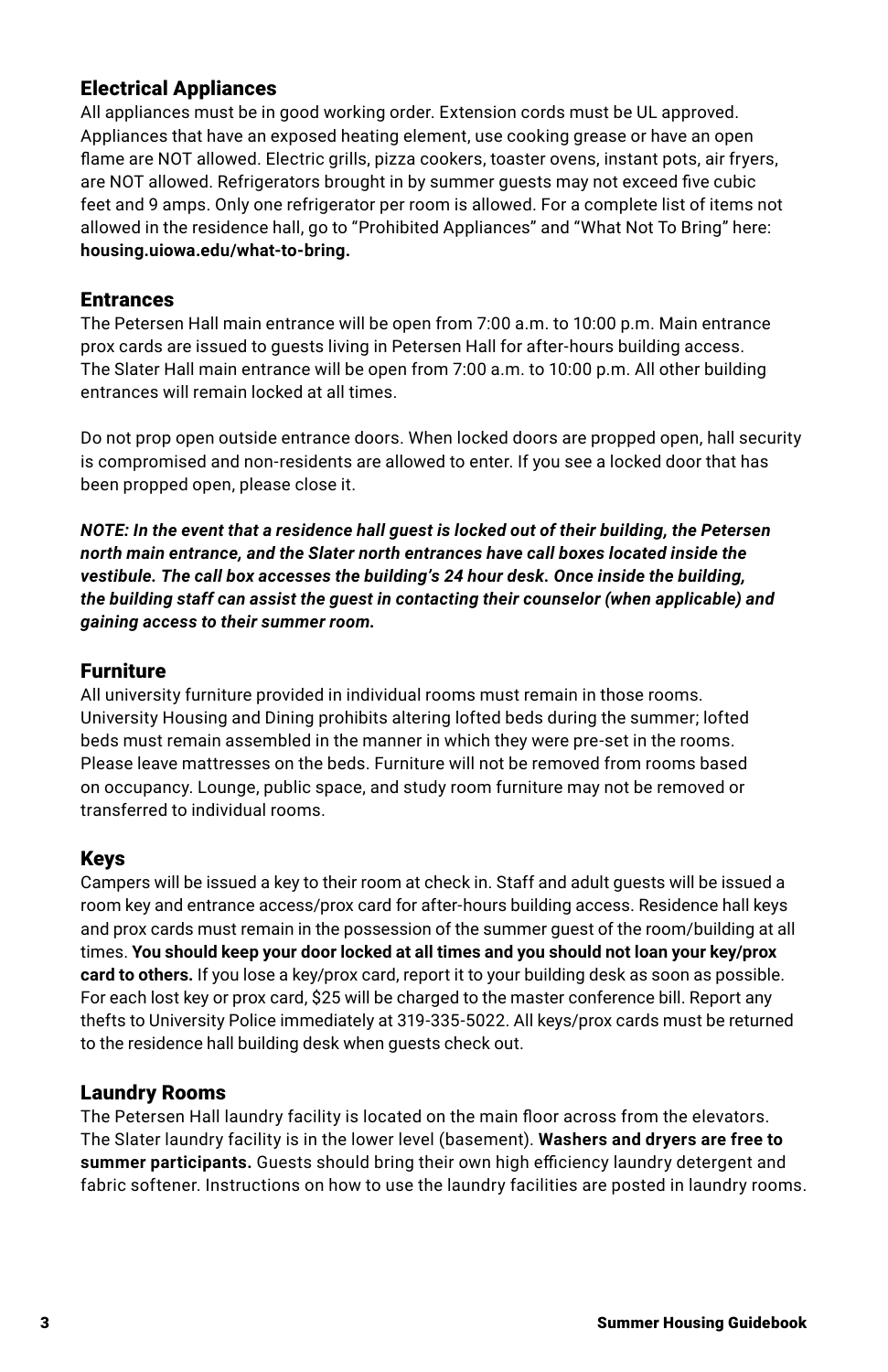## Electrical Appliances

All appliances must be in good working order. Extension cords must be UL approved. Appliances that have an exposed heating element, use cooking grease or have an open flame are NOT allowed. Electric grills, pizza cookers, toaster ovens, instant pots, air fryers, are NOT allowed. Refrigerators brought in by summer guests may not exceed five cubic feet and 9 amps. Only one refrigerator per room is allowed. For a complete list of items not allowed in the residence hall, go to "Prohibited Appliances" and "What Not To Bring" here: **housing.uiowa.edu/what-to-bring.**

## Entrances

The Petersen Hall main entrance will be open from 7:00 a.m. to 10:00 p.m. Main entrance prox cards are issued to guests living in Petersen Hall for after-hours building access. The Slater Hall main entrance will be open from 7:00 a.m. to 10:00 p.m. All other building entrances will remain locked at all times.

Do not prop open outside entrance doors. When locked doors are propped open, hall security is compromised and non-residents are allowed to enter. If you see a locked door that has been propped open, please close it.

***NOTE: In the event that a residence hall guest is locked out of their building, the Petersen north main entrance, and the Slater north entrances have call boxes located inside the vestibule. The call box accesses the building's 24 hour desk. Once inside the building, the building staff can assist the guest in contacting their counselor (when applicable) and gaining access to their summer room.***

## Furniture

All university furniture provided in individual rooms must remain in those rooms. University Housing and Dining prohibits altering lofted beds during the summer; lofted beds must remain assembled in the manner in which they were pre-set in the rooms. Please leave mattresses on the beds. Furniture will not be removed from rooms based on occupancy. Lounge, public space, and study room furniture may not be removed or transferred to individual rooms.

## Keys

Campers will be issued a key to their room at check in. Staff and adult guests will be issued a room key and entrance access/prox card for after-hours building access. Residence hall keys and prox cards must remain in the possession of the summer guest of the room/building at all times. **You should keep your door locked at all times and you should not loan your key/prox card to others.** If you lose a key/prox card, report it to your building desk as soon as possible. For each lost key or prox card, $25 will be charged to the master conference bill. Report any thefts to University Police immediately at 319-335-5022. All keys/prox cards must be returned to the residence hall building desk when guests check out.

## Laundry Rooms

The Petersen Hall laundry facility is located on the main floor across from the elevators. The Slater laundry facility is in the lower level (basement). **Washers and dryers are free to summer participants.** Guests should bring their own high efficiency laundry detergent and fabric softener. Instructions on how to use the laundry facilities are posted in laundry rooms.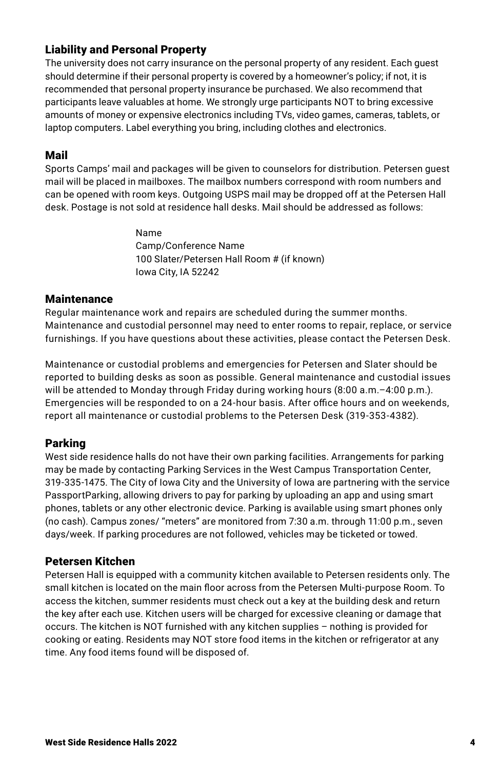## Liability and Personal Property

The university does not carry insurance on the personal property of any resident. Each guest should determine if their personal property is covered by a homeowner's policy; if not, it is recommended that personal property insurance be purchased. We also recommend that participants leave valuables at home. We strongly urge participants NOT to bring excessive amounts of money or expensive electronics including TVs, video games, cameras, tablets, or laptop computers. Label everything you bring, including clothes and electronics.

## Mail

Sports Camps' mail and packages will be given to counselors for distribution. Petersen guest mail will be placed in mailboxes. The mailbox numbers correspond with room numbers and can be opened with room keys. Outgoing USPS mail may be dropped off at the Petersen Hall desk. Postage is not sold at residence hall desks. Mail should be addressed as follows:

Name
Camp/Conference Name
100 Slater/Petersen Hall Room # (if known)
Iowa City, IA 52242

## Maintenance

Regular maintenance work and repairs are scheduled during the summer months. Maintenance and custodial personnel may need to enter rooms to repair, replace, or service furnishings. If you have questions about these activities, please contact the Petersen Desk.

Maintenance or custodial problems and emergencies for Petersen and Slater should be reported to building desks as soon as possible. General maintenance and custodial issues will be attended to Monday through Friday during working hours (8:00 a.m.–4:00 p.m.). Emergencies will be responded to on a 24-hour basis. After office hours and on weekends, report all maintenance or custodial problems to the Petersen Desk (319-353-4382).

## Parking

West side residence halls do not have their own parking facilities. Arrangements for parking may be made by contacting Parking Services in the West Campus Transportation Center, 319-335-1475. The City of Iowa City and the University of Iowa are partnering with the service PassportParking, allowing drivers to pay for parking by uploading an app and using smart phones, tablets or any other electronic device. Parking is available using smart phones only (no cash). Campus zones/ "meters" are monitored from 7:30 a.m. through 11:00 p.m., seven days/week. If parking procedures are not followed, vehicles may be ticketed or towed.

## Petersen Kitchen

Petersen Hall is equipped with a community kitchen available to Petersen residents only. The small kitchen is located on the main floor across from the Petersen Multi-purpose Room. To access the kitchen, summer residents must check out a key at the building desk and return the key after each use. Kitchen users will be charged for excessive cleaning or damage that occurs. The kitchen is NOT furnished with any kitchen supplies – nothing is provided for cooking or eating. Residents may NOT store food items in the kitchen or refrigerator at any time. Any food items found will be disposed of.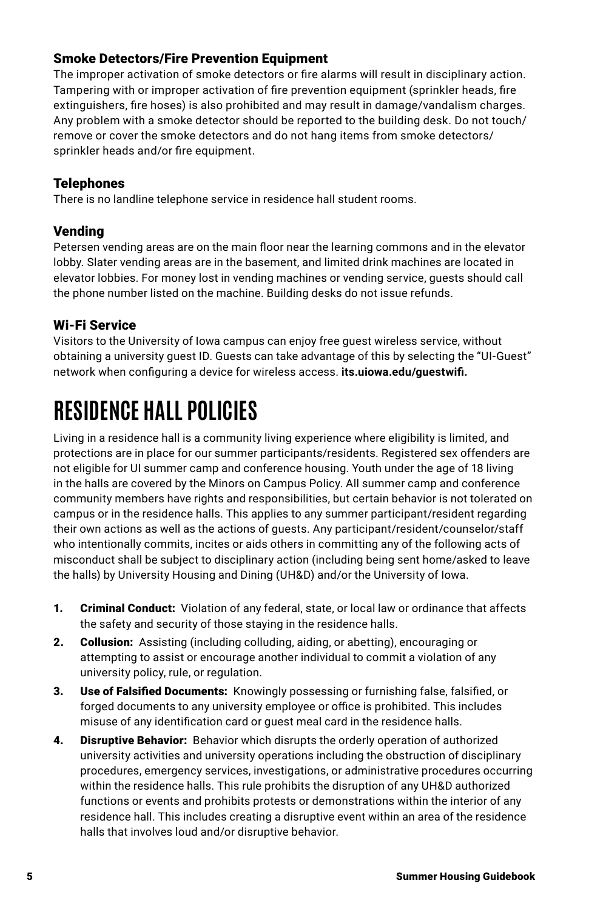### Smoke Detectors/Fire Prevention Equipment

The improper activation of smoke detectors or fire alarms will result in disciplinary action. Tampering with or improper activation of fire prevention equipment (sprinkler heads, fire extinguishers, fire hoses) is also prohibited and may result in damage/vandalism charges. Any problem with a smoke detector should be reported to the building desk. Do not touch/remove or cover the smoke detectors and do not hang items from smoke detectors/sprinkler heads and/or fire equipment.

### Telephones

There is no landline telephone service in residence hall student rooms.

### Vending

Petersen vending areas are on the main floor near the learning commons and in the elevator lobby. Slater vending areas are in the basement, and limited drink machines are located in elevator lobbies. For money lost in vending machines or vending service, guests should call the phone number listed on the machine. Building desks do not issue refunds.

### Wi-Fi Service

Visitors to the University of Iowa campus can enjoy free guest wireless service, without obtaining a university guest ID. Guests can take advantage of this by selecting the "UI-Guest" network when configuring a device for wireless access. **its.uiowa.edu/guestwifi.**

# RESIDENCE HALL POLICIES

Living in a residence hall is a community living experience where eligibility is limited, and protections are in place for our summer participants/residents. Registered sex offenders are not eligible for UI summer camp and conference housing. Youth under the age of 18 living in the halls are covered by the Minors on Campus Policy. All summer camp and conference community members have rights and responsibilities, but certain behavior is not tolerated on campus or in the residence halls. This applies to any summer participant/resident regarding their own actions as well as the actions of guests. Any participant/resident/counselor/staff who intentionally commits, incites or aids others in committing any of the following acts of misconduct shall be subject to disciplinary action (including being sent home/asked to leave the halls) by University Housing and Dining (UH&D) and/or the University of Iowa.

1. **Criminal Conduct:** Violation of any federal, state, or local law or ordinance that affects the safety and security of those staying in the residence halls.
2. **Collusion:** Assisting (including colluding, aiding, or abetting), encouraging or attempting to assist or encourage another individual to commit a violation of any university policy, rule, or regulation.
3. **Use of Falsified Documents:** Knowingly possessing or furnishing false, falsified, or forged documents to any university employee or office is prohibited. This includes misuse of any identification card or guest meal card in the residence halls.
4. **Disruptive Behavior:** Behavior which disrupts the orderly operation of authorized university activities and university operations including the obstruction of disciplinary procedures, emergency services, investigations, or administrative procedures occurring within the residence halls. This rule prohibits the disruption of any UH&D authorized functions or events and prohibits protests or demonstrations within the interior of any residence hall. This includes creating a disruptive event within an area of the residence halls that involves loud and/or disruptive behavior.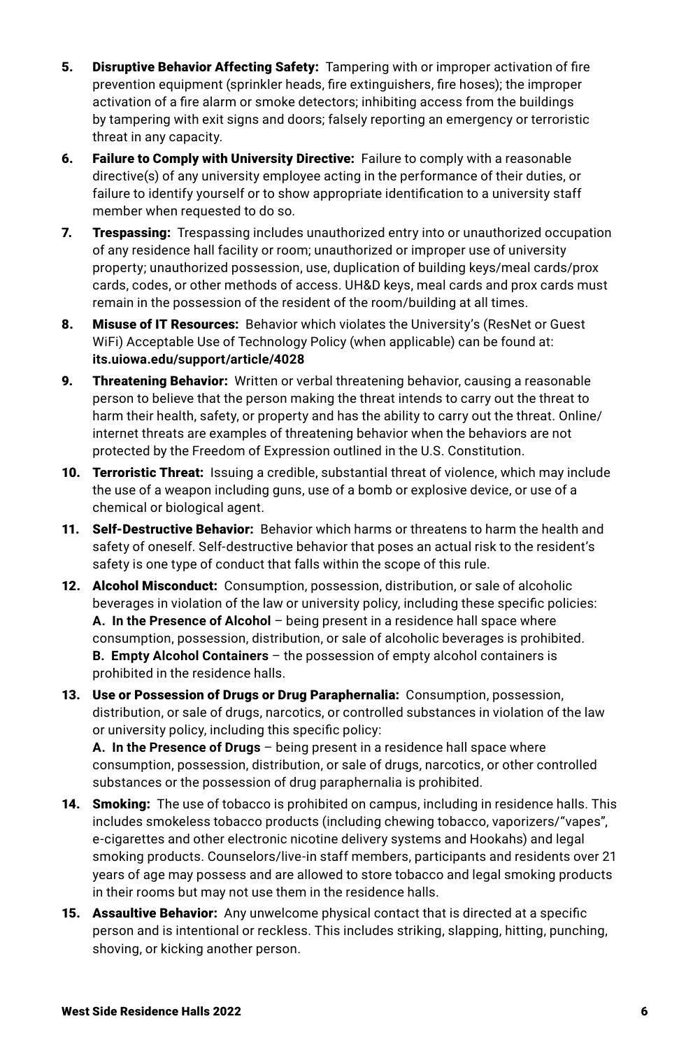5. **Disruptive Behavior Affecting Safety:** Tampering with or improper activation of fire prevention equipment (sprinkler heads, fire extinguishers, fire hoses); the improper activation of a fire alarm or smoke detectors; inhibiting access from the buildings by tampering with exit signs and doors; falsely reporting an emergency or terroristic threat in any capacity.
6. **Failure to Comply with University Directive:** Failure to comply with a reasonable directive(s) of any university employee acting in the performance of their duties, or failure to identify yourself or to show appropriate identification to a university staff member when requested to do so.
7. **Trespassing:** Trespassing includes unauthorized entry into or unauthorized occupation of any residence hall facility or room; unauthorized or improper use of university property; unauthorized possession, use, duplication of building keys/meal cards/prox cards, codes, or other methods of access. UH&D keys, meal cards and prox cards must remain in the possession of the resident of the room/building at all times.
8. **Misuse of IT Resources:** Behavior which violates the University's (ResNet or Guest WiFi) Acceptable Use of Technology Policy (when applicable) can be found at: **its.uiowa.edu/support/article/4028**
9. **Threatening Behavior:** Written or verbal threatening behavior, causing a reasonable person to believe that the person making the threat intends to carry out the threat to harm their health, safety, or property and has the ability to carry out the threat. Online/ internet threats are examples of threatening behavior when the behaviors are not protected by the Freedom of Expression outlined in the U.S. Constitution.
10. **Terroristic Threat:** Issuing a credible, substantial threat of violence, which may include the use of a weapon including guns, use of a bomb or explosive device, or use of a chemical or biological agent.
11. **Self-Destructive Behavior:** Behavior which harms or threatens to harm the health and safety of oneself. Self-destructive behavior that poses an actual risk to the resident's safety is one type of conduct that falls within the scope of this rule.
12. **Alcohol Misconduct:** Consumption, possession, distribution, or sale of alcoholic beverages in violation of the law or university policy, including these specific policies:
    **A. In the Presence of Alcohol** – being present in a residence hall space where consumption, possession, distribution, or sale of alcoholic beverages is prohibited.
    **B. Empty Alcohol Containers** – the possession of empty alcohol containers is prohibited in the residence halls.
13. **Use or Possession of Drugs or Drug Paraphernalia:** Consumption, possession, distribution, or sale of drugs, narcotics, or controlled substances in violation of the law or university policy, including this specific policy:
    **A. In the Presence of Drugs** – being present in a residence hall space where consumption, possession, distribution, or sale of drugs, narcotics, or other controlled substances or the possession of drug paraphernalia is prohibited.
14. **Smoking:** The use of tobacco is prohibited on campus, including in residence halls. This includes smokeless tobacco products (including chewing tobacco, vaporizers/"vapes", e-cigarettes and other electronic nicotine delivery systems and Hookahs) and legal smoking products. Counselors/live-in staff members, participants and residents over 21 years of age may possess and are allowed to store tobacco and legal smoking products in their rooms but may not use them in the residence halls.
15. **Assaultive Behavior:** Any unwelcome physical contact that is directed at a specific person and is intentional or reckless. This includes striking, slapping, hitting, punching, shoving, or kicking another person.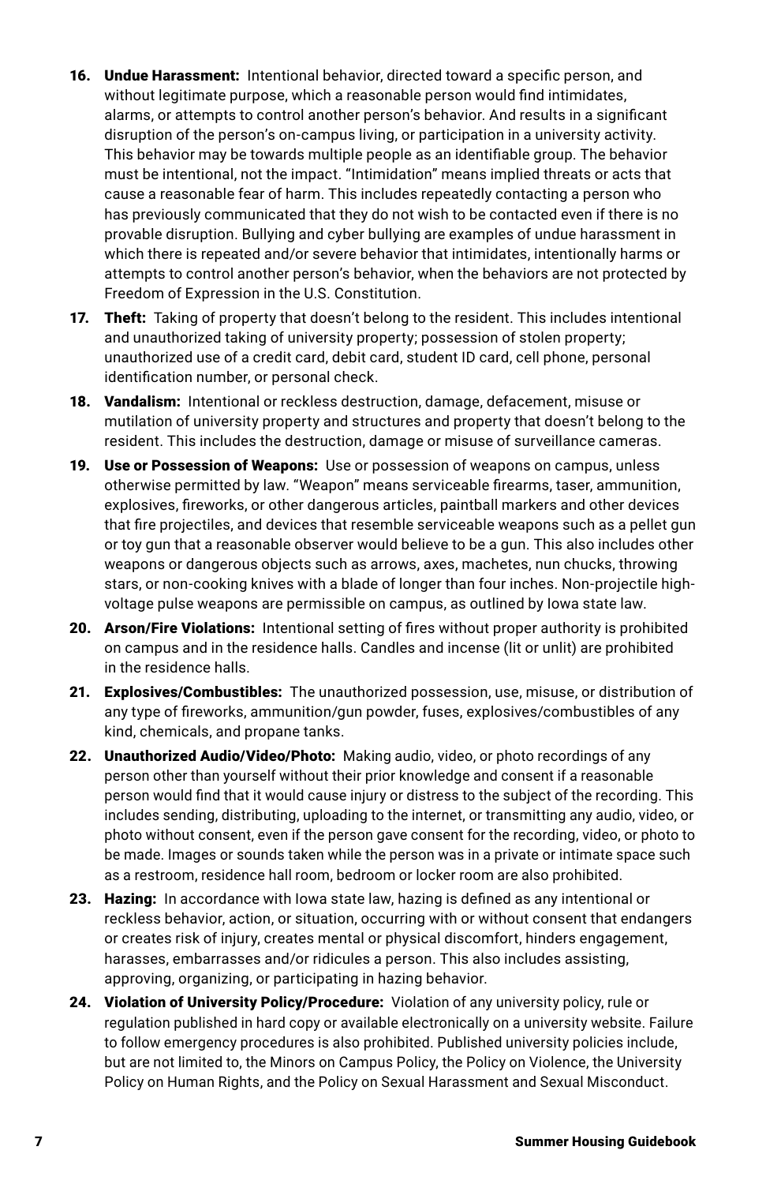16. **Undue Harassment:** Intentional behavior, directed toward a specific person, and without legitimate purpose, which a reasonable person would find intimidates, alarms, or attempts to control another person's behavior. And results in a significant disruption of the person's on-campus living, or participation in a university activity. This behavior may be towards multiple people as an identifiable group. The behavior must be intentional, not the impact. "Intimidation" means implied threats or acts that cause a reasonable fear of harm. This includes repeatedly contacting a person who has previously communicated that they do not wish to be contacted even if there is no provable disruption. Bullying and cyber bullying are examples of undue harassment in which there is repeated and/or severe behavior that intimidates, intentionally harms or attempts to control another person's behavior, when the behaviors are not protected by Freedom of Expression in the U.S. Constitution.
17. **Theft:** Taking of property that doesn't belong to the resident. This includes intentional and unauthorized taking of university property; possession of stolen property; unauthorized use of a credit card, debit card, student ID card, cell phone, personal identification number, or personal check.
18. **Vandalism:** Intentional or reckless destruction, damage, defacement, misuse or mutilation of university property and structures and property that doesn't belong to the resident. This includes the destruction, damage or misuse of surveillance cameras.
19. **Use or Possession of Weapons:** Use or possession of weapons on campus, unless otherwise permitted by law. "Weapon" means serviceable firearms, taser, ammunition, explosives, fireworks, or other dangerous articles, paintball markers and other devices that fire projectiles, and devices that resemble serviceable weapons such as a pellet gun or toy gun that a reasonable observer would believe to be a gun. This also includes other weapons or dangerous objects such as arrows, axes, machetes, nun chucks, throwing stars, or non-cooking knives with a blade of longer than four inches. Non-projectile high-voltage pulse weapons are permissible on campus, as outlined by Iowa state law.
20. **Arson/Fire Violations:** Intentional setting of fires without proper authority is prohibited on campus and in the residence halls. Candles and incense (lit or unlit) are prohibited in the residence halls.
21. **Explosives/Combustibles:** The unauthorized possession, use, misuse, or distribution of any type of fireworks, ammunition/gun powder, fuses, explosives/combustibles of any kind, chemicals, and propane tanks.
22. **Unauthorized Audio/Video/Photo:** Making audio, video, or photo recordings of any person other than yourself without their prior knowledge and consent if a reasonable person would find that it would cause injury or distress to the subject of the recording. This includes sending, distributing, uploading to the internet, or transmitting any audio, video, or photo without consent, even if the person gave consent for the recording, video, or photo to be made. Images or sounds taken while the person was in a private or intimate space such as a restroom, residence hall room, bedroom or locker room are also prohibited.
23. **Hazing:** In accordance with Iowa state law, hazing is defined as any intentional or reckless behavior, action, or situation, occurring with or without consent that endangers or creates risk of injury, creates mental or physical discomfort, hinders engagement, harasses, embarrasses and/or ridicules a person. This also includes assisting, approving, organizing, or participating in hazing behavior.
24. **Violation of University Policy/Procedure:** Violation of any university policy, rule or regulation published in hard copy or available electronically on a university website. Failure to follow emergency procedures is also prohibited. Published university policies include, but are not limited to, the Minors on Campus Policy, the Policy on Violence, the University Policy on Human Rights, and the Policy on Sexual Harassment and Sexual Misconduct.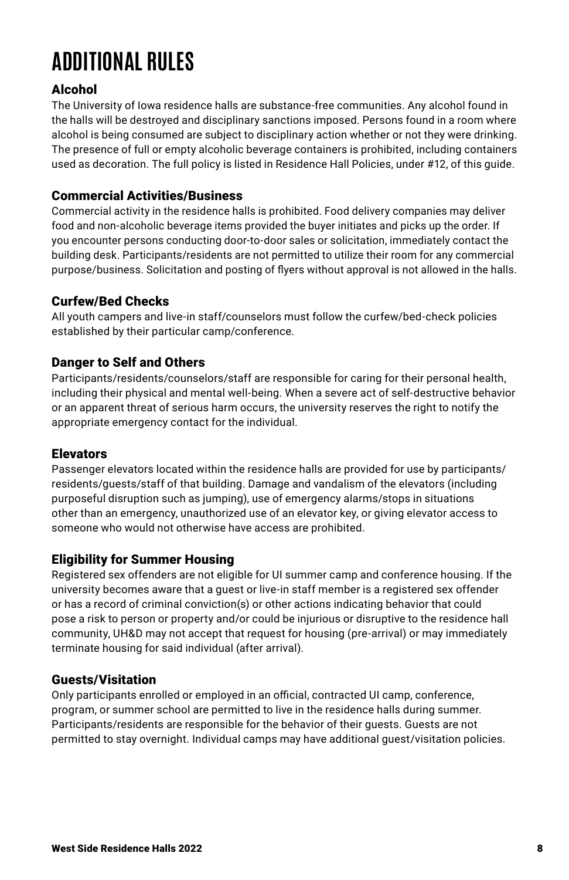# ADDITIONAL RULES

## Alcohol

The University of Iowa residence halls are substance-free communities. Any alcohol found in the halls will be destroyed and disciplinary sanctions imposed. Persons found in a room where alcohol is being consumed are subject to disciplinary action whether or not they were drinking. The presence of full or empty alcoholic beverage containers is prohibited, including containers used as decoration. The full policy is listed in Residence Hall Policies, under #12, of this guide.

## Commercial Activities/Business

Commercial activity in the residence halls is prohibited. Food delivery companies may deliver food and non-alcoholic beverage items provided the buyer initiates and picks up the order. If you encounter persons conducting door-to-door sales or solicitation, immediately contact the building desk. Participants/residents are not permitted to utilize their room for any commercial purpose/business. Solicitation and posting of flyers without approval is not allowed in the halls.

## Curfew/Bed Checks

All youth campers and live-in staff/counselors must follow the curfew/bed-check policies established by their particular camp/conference.

## Danger to Self and Others

Participants/residents/counselors/staff are responsible for caring for their personal health, including their physical and mental well-being. When a severe act of self-destructive behavior or an apparent threat of serious harm occurs, the university reserves the right to notify the appropriate emergency contact for the individual.

## Elevators

Passenger elevators located within the residence halls are provided for use by participants/residents/guests/staff of that building. Damage and vandalism of the elevators (including purposeful disruption such as jumping), use of emergency alarms/stops in situations other than an emergency, unauthorized use of an elevator key, or giving elevator access to someone who would not otherwise have access are prohibited.

## Eligibility for Summer Housing

Registered sex offenders are not eligible for UI summer camp and conference housing. If the university becomes aware that a guest or live-in staff member is a registered sex offender or has a record of criminal conviction(s) or other actions indicating behavior that could pose a risk to person or property and/or could be injurious or disruptive to the residence hall community, UH&D may not accept that request for housing (pre-arrival) or may immediately terminate housing for said individual (after arrival).

## Guests/Visitation

Only participants enrolled or employed in an official, contracted UI camp, conference, program, or summer school are permitted to live in the residence halls during summer. Participants/residents are responsible for the behavior of their guests. Guests are not permitted to stay overnight. Individual camps may have additional guest/visitation policies.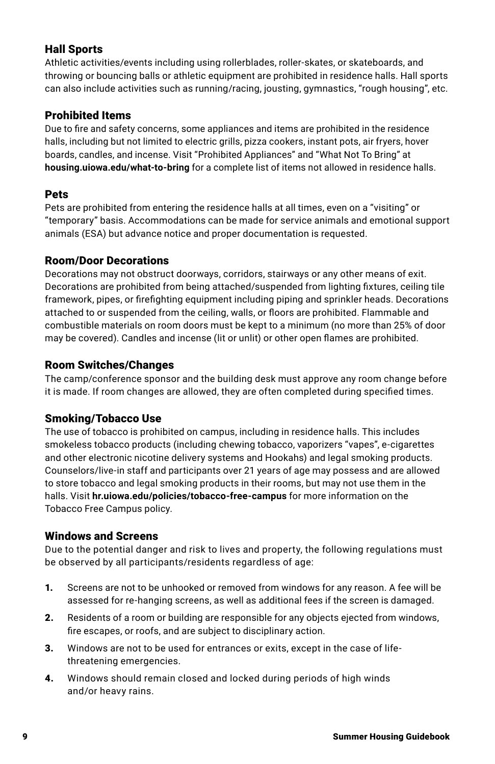## Hall Sports

Athletic activities/events including using rollerblades, roller-skates, or skateboards, and throwing or bouncing balls or athletic equipment are prohibited in residence halls. Hall sports can also include activities such as running/racing, jousting, gymnastics, "rough housing", etc.

## Prohibited Items

Due to fire and safety concerns, some appliances and items are prohibited in the residence halls, including but not limited to electric grills, pizza cookers, instant pots, air fryers, hover boards, candles, and incense. Visit "Prohibited Appliances" and "What Not To Bring" at **housing.uiowa.edu/what-to-bring** for a complete list of items not allowed in residence halls.

## Pets

Pets are prohibited from entering the residence halls at all times, even on a "visiting" or "temporary" basis. Accommodations can be made for service animals and emotional support animals (ESA) but advance notice and proper documentation is requested.

## Room/Door Decorations

Decorations may not obstruct doorways, corridors, stairways or any other means of exit. Decorations are prohibited from being attached/suspended from lighting fixtures, ceiling tile framework, pipes, or firefighting equipment including piping and sprinkler heads. Decorations attached to or suspended from the ceiling, walls, or floors are prohibited. Flammable and combustible materials on room doors must be kept to a minimum (no more than 25% of door may be covered). Candles and incense (lit or unlit) or other open flames are prohibited.

## Room Switches/Changes

The camp/conference sponsor and the building desk must approve any room change before it is made. If room changes are allowed, they are often completed during specified times.

## Smoking/Tobacco Use

The use of tobacco is prohibited on campus, including in residence halls. This includes smokeless tobacco products (including chewing tobacco, vaporizers "vapes", e-cigarettes and other electronic nicotine delivery systems and Hookahs) and legal smoking products. Counselors/live-in staff and participants over 21 years of age may possess and are allowed to store tobacco and legal smoking products in their rooms, but may not use them in the halls. Visit **hr.uiowa.edu/policies/tobacco-free-campus** for more information on the Tobacco Free Campus policy.

## Windows and Screens

Due to the potential danger and risk to lives and property, the following regulations must be observed by all participants/residents regardless of age:

1. Screens are not to be unhooked or removed from windows for any reason. A fee will be assessed for re-hanging screens, as well as additional fees if the screen is damaged.
2. Residents of a room or building are responsible for any objects ejected from windows, fire escapes, or roofs, and are subject to disciplinary action.
3. Windows are not to be used for entrances or exits, except in the case of life-threatening emergencies.
4. Windows should remain closed and locked during periods of high winds and/or heavy rains.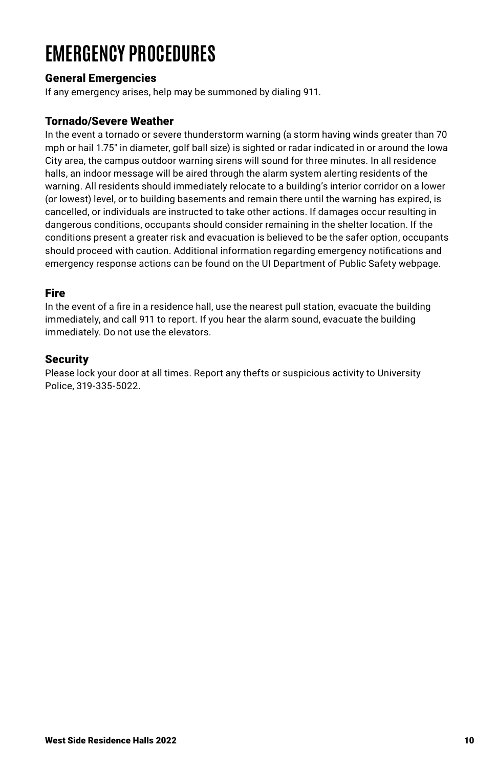# EMERGENCY PROCEDURES

## General Emergencies

If any emergency arises, help may be summoned by dialing 911.

## Tornado/Severe Weather

In the event a tornado or severe thunderstorm warning (a storm having winds greater than 70 mph or hail 1.75" in diameter, golf ball size) is sighted or radar indicated in or around the Iowa City area, the campus outdoor warning sirens will sound for three minutes. In all residence halls, an indoor message will be aired through the alarm system alerting residents of the warning. All residents should immediately relocate to a building's interior corridor on a lower (or lowest) level, or to building basements and remain there until the warning has expired, is cancelled, or individuals are instructed to take other actions. If damages occur resulting in dangerous conditions, occupants should consider remaining in the shelter location. If the conditions present a greater risk and evacuation is believed to be the safer option, occupants should proceed with caution. Additional information regarding emergency notifications and emergency response actions can be found on the UI Department of Public Safety webpage.

## Fire

In the event of a fire in a residence hall, use the nearest pull station, evacuate the building immediately, and call 911 to report. If you hear the alarm sound, evacuate the building immediately. Do not use the elevators.

## Security

Please lock your door at all times. Report any thefts or suspicious activity to University Police, 319-335-5022.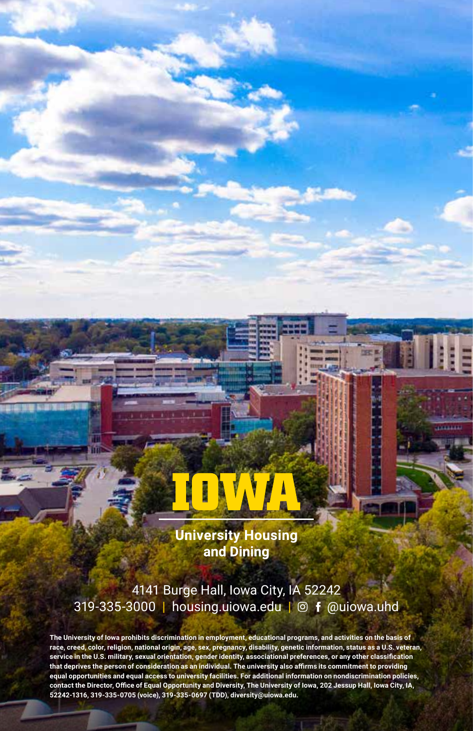# IOWA

**University Housing and Dining**

4141 Burge Hall, Iowa City, IA 52242

319-335-3000 | housing.uiowa.edu | @uiowa.uhd

**The University of Iowa prohibits discrimination in employment, educational programs, and activities on the basis of race, creed, color, religion, national origin, age, sex, pregnancy, disability, genetic information, status as a U.S. veteran, service in the U.S. military, sexual orientation, gender identity, associational preferences, or any other classification that deprives the person of consideration as an individual. The university also affirms its commitment to providing equal opportunities and equal access to university facilities. For additional information on nondiscrimination policies, contact the Director, Office of Equal Opportunity and Diversity, The University of Iowa, 202 Jessup Hall, Iowa City, IA, 52242-1316, 319-335-0705 (voice), 319-335-0697 (TDD), diversity@uiowa.edu.**